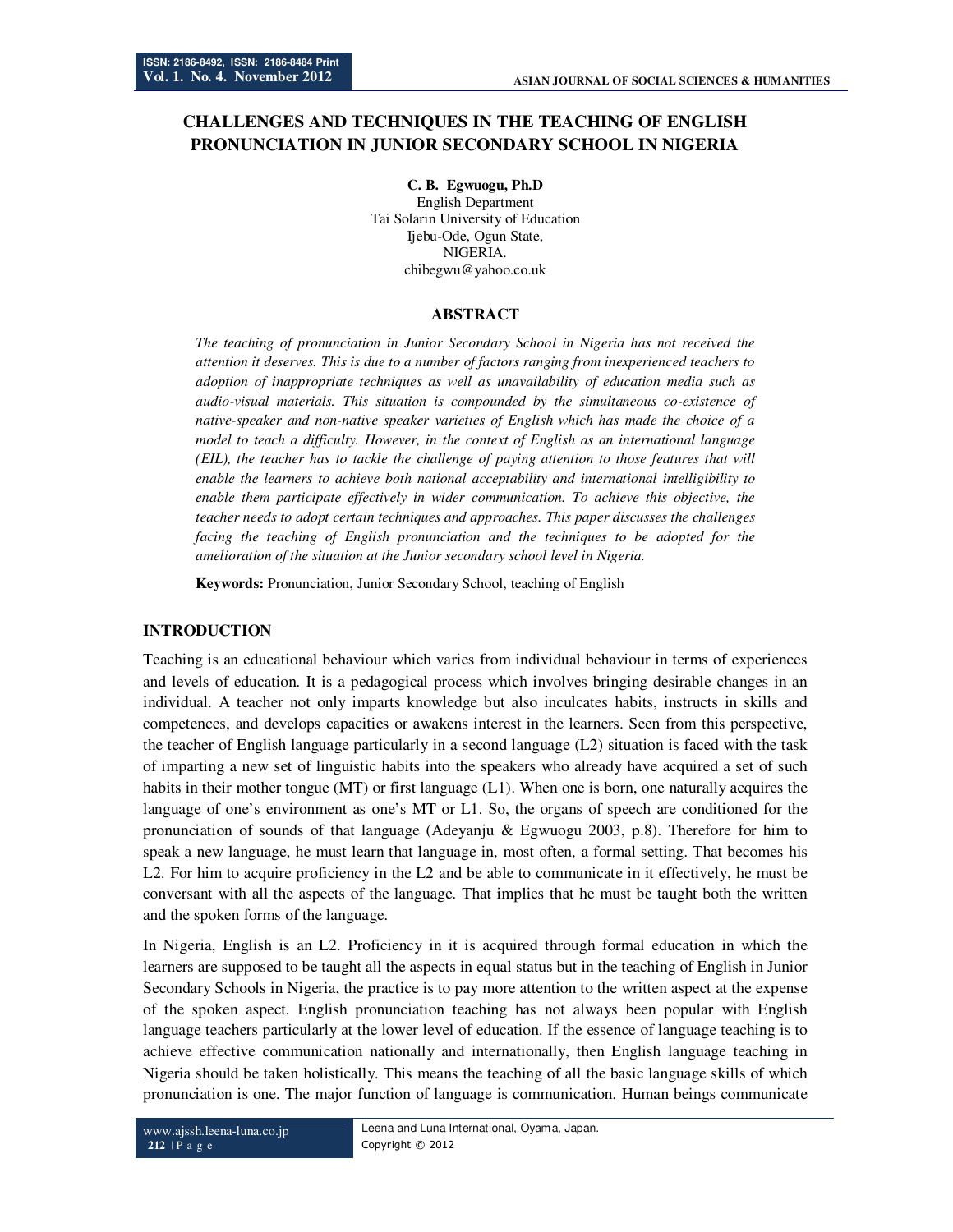# CHALLENGES AND TECHNIQUES IN THE TEACHING OF ENGLISH PRONUNCIATION IN JUNIOR SECONDARY SCHOOL IN NIGERIA

**C. B. Egwuogu, Ph.D**
English Department
Tai Solarin University of Education
Ijebu-Ode, Ogun State,
NIGERIA.
chibegwu@yahoo.co.uk

## ABSTRACT

*The teaching of pronunciation in Junior Secondary School in Nigeria has not received the attention it deserves. This is due to a number of factors ranging from inexperienced teachers to adoption of inappropriate techniques as well as unavailability of education media such as audio-visual materials. This situation is compounded by the simultaneous co-existence of native-speaker and non-native speaker varieties of English which has made the choice of a model to teach a difficulty. However, in the context of English as an international language (EIL), the teacher has to tackle the challenge of paying attention to those features that will enable the learners to achieve both national acceptability and international intelligibility to enable them participate effectively in wider communication. To achieve this objective, the teacher needs to adopt certain techniques and approaches. This paper discusses the challenges facing the teaching of English pronunciation and the techniques to be adopted for the amelioration of the situation at the Junior secondary school level in Nigeria.*

**Keywords:** Pronunciation, Junior Secondary School, teaching of English

## INTRODUCTION

Teaching is an educational behaviour which varies from individual behaviour in terms of experiences and levels of education. It is a pedagogical process which involves bringing desirable changes in an individual. A teacher not only imparts knowledge but also inculcates habits, instructs in skills and competences, and develops capacities or awakens interest in the learners. Seen from this perspective, the teacher of English language particularly in a second language (L2) situation is faced with the task of imparting a new set of linguistic habits into the speakers who already have acquired a set of such habits in their mother tongue (MT) or first language (L1). When one is born, one naturally acquires the language of one's environment as one's MT or L1. So, the organs of speech are conditioned for the pronunciation of sounds of that language (Adeyanju & Egwuogu 2003, p.8). Therefore for him to speak a new language, he must learn that language in, most often, a formal setting. That becomes his L2. For him to acquire proficiency in the L2 and be able to communicate in it effectively, he must be conversant with all the aspects of the language. That implies that he must be taught both the written and the spoken forms of the language.

In Nigeria, English is an L2. Proficiency in it is acquired through formal education in which the learners are supposed to be taught all the aspects in equal status but in the teaching of English in Junior Secondary Schools in Nigeria, the practice is to pay more attention to the written aspect at the expense of the spoken aspect. English pronunciation teaching has not always been popular with English language teachers particularly at the lower level of education. If the essence of language teaching is to achieve effective communication nationally and internationally, then English language teaching in Nigeria should be taken holistically. This means the teaching of all the basic language skills of which pronunciation is one. The major function of language is communication. Human beings communicate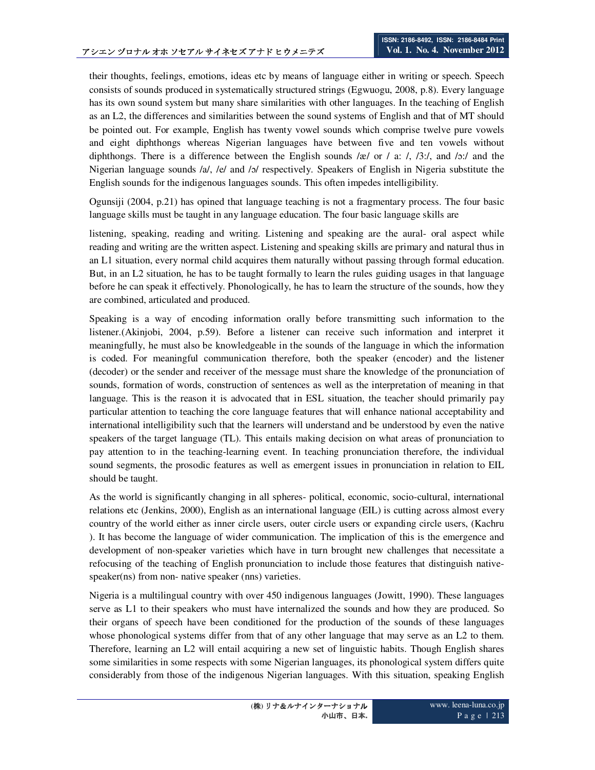their thoughts, feelings, emotions, ideas etc by means of language either in writing or speech. Speech consists of sounds produced in systematically structured strings (Egwuogu, 2008, p.8). Every language has its own sound system but many share similarities with other languages. In the teaching of English as an L2, the differences and similarities between the sound systems of English and that of MT should be pointed out. For example, English has twenty vowel sounds which comprise twelve pure vowels and eight diphthongs whereas Nigerian languages have between five and ten vowels without diphthongs. There is a difference between the English sounds /æ/ or / a: /, /3:/, and /ɔ:/ and the Nigerian language sounds /a/, /e/ and /ɔ/ respectively. Speakers of English in Nigeria substitute the English sounds for the indigenous languages sounds. This often impedes intelligibility.

Ogunsiji (2004, p.21) has opined that language teaching is not a fragmentary process. The four basic language skills must be taught in any language education. The four basic language skills are

listening, speaking, reading and writing. Listening and speaking are the aural- oral aspect while reading and writing are the written aspect. Listening and speaking skills are primary and natural thus in an L1 situation, every normal child acquires them naturally without passing through formal education. But, in an L2 situation, he has to be taught formally to learn the rules guiding usages in that language before he can speak it effectively. Phonologically, he has to learn the structure of the sounds, how they are combined, articulated and produced.

Speaking is a way of encoding information orally before transmitting such information to the listener.(Akinjobi, 2004, p.59). Before a listener can receive such information and interpret it meaningfully, he must also be knowledgeable in the sounds of the language in which the information is coded. For meaningful communication therefore, both the speaker (encoder) and the listener (decoder) or the sender and receiver of the message must share the knowledge of the pronunciation of sounds, formation of words, construction of sentences as well as the interpretation of meaning in that language. This is the reason it is advocated that in ESL situation, the teacher should primarily pay particular attention to teaching the core language features that will enhance national acceptability and international intelligibility such that the learners will understand and be understood by even the native speakers of the target language (TL). This entails making decision on what areas of pronunciation to pay attention to in the teaching-learning event. In teaching pronunciation therefore, the individual sound segments, the prosodic features as well as emergent issues in pronunciation in relation to EIL should be taught.

As the world is significantly changing in all spheres- political, economic, socio-cultural, international relations etc (Jenkins, 2000), English as an international language (EIL) is cutting across almost every country of the world either as inner circle users, outer circle users or expanding circle users, (Kachru ). It has become the language of wider communication. The implication of this is the emergence and development of non-speaker varieties which have in turn brought new challenges that necessitate a refocusing of the teaching of English pronunciation to include those features that distinguish native-speaker(ns) from non- native speaker (nns) varieties.

Nigeria is a multilingual country with over 450 indigenous languages (Jowitt, 1990). These languages serve as L1 to their speakers who must have internalized the sounds and how they are produced. So their organs of speech have been conditioned for the production of the sounds of these languages whose phonological systems differ from that of any other language that may serve as an L2 to them. Therefore, learning an L2 will entail acquiring a new set of linguistic habits. Though English shares some similarities in some respects with some Nigerian languages, its phonological system differs quite considerably from those of the indigenous Nigerian languages. With this situation, speaking English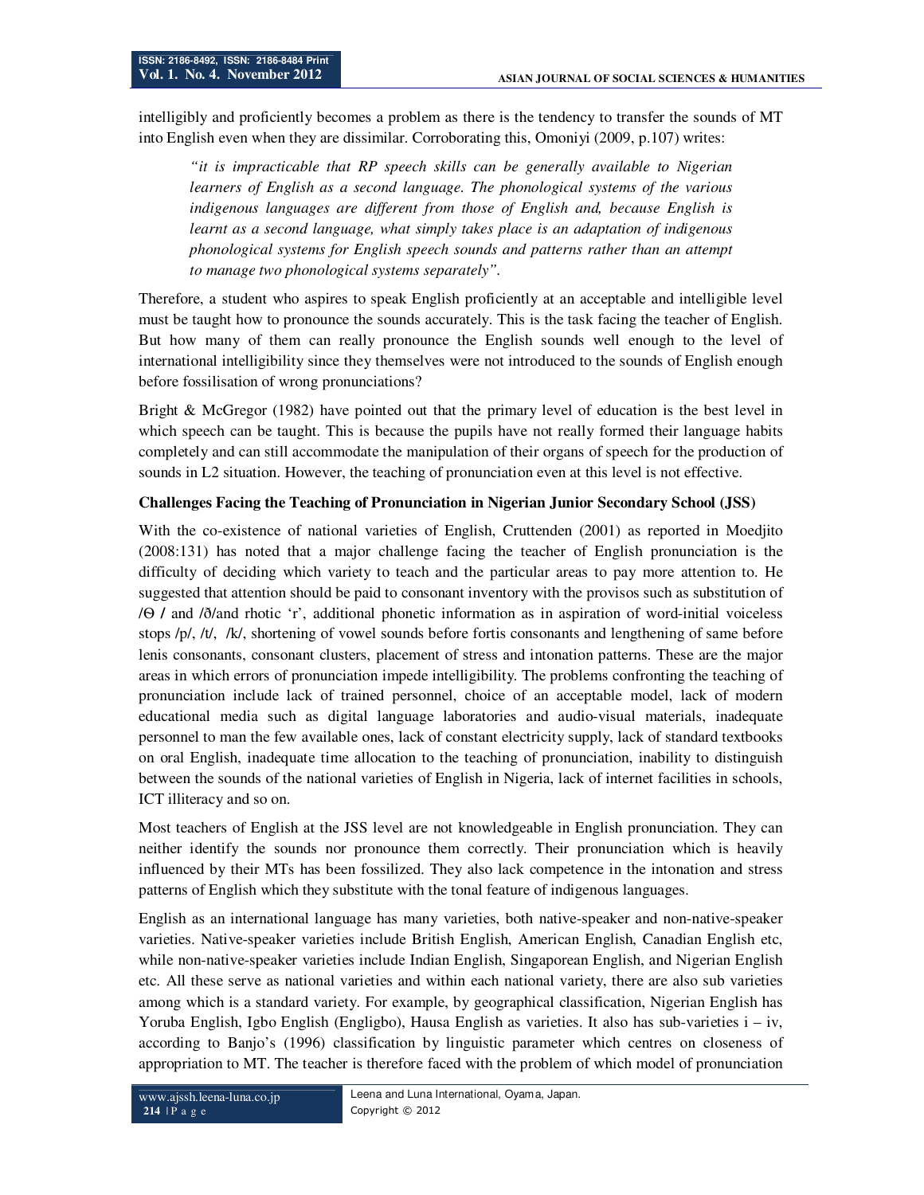intelligibly and proficiently becomes a problem as there is the tendency to transfer the sounds of MT into English even when they are dissimilar. Corroborating this, Omoniyi (2009, p.107) writes:

> *"it is impracticable that RP speech skills can be generally available to Nigerian learners of English as a second language. The phonological systems of the various indigenous languages are different from those of English and, because English is learnt as a second language, what simply takes place is an adaptation of indigenous phonological systems for English speech sounds and patterns rather than an attempt to manage two phonological systems separately".*

Therefore, a student who aspires to speak English proficiently at an acceptable and intelligible level must be taught how to pronounce the sounds accurately. This is the task facing the teacher of English. But how many of them can really pronounce the English sounds well enough to the level of international intelligibility since they themselves were not introduced to the sounds of English enough before fossilisation of wrong pronunciations?

Bright & McGregor (1982) have pointed out that the primary level of education is the best level in which speech can be taught. This is because the pupils have not really formed their language habits completely and can still accommodate the manipulation of their organs of speech for the production of sounds in L2 situation. However, the teaching of pronunciation even at this level is not effective.

**Challenges Facing the Teaching of Pronunciation in Nigerian Junior Secondary School (JSS)**

With the co-existence of national varieties of English, Cruttenden (2001) as reported in Moedjito (2008:131) has noted that a major challenge facing the teacher of English pronunciation is the difficulty of deciding which variety to teach and the particular areas to pay more attention to. He suggested that attention should be paid to consonant inventory with the provisos such as substitution of /Θ / and /ð/and rhotic 'r', additional phonetic information as in aspiration of word-initial voiceless stops /p/, /t/, /k/, shortening of vowel sounds before fortis consonants and lengthening of same before lenis consonants, consonant clusters, placement of stress and intonation patterns. These are the major areas in which errors of pronunciation impede intelligibility. The problems confronting the teaching of pronunciation include lack of trained personnel, choice of an acceptable model, lack of modern educational media such as digital language laboratories and audio-visual materials, inadequate personnel to man the few available ones, lack of constant electricity supply, lack of standard textbooks on oral English, inadequate time allocation to the teaching of pronunciation, inability to distinguish between the sounds of the national varieties of English in Nigeria, lack of internet facilities in schools, ICT illiteracy and so on.

Most teachers of English at the JSS level are not knowledgeable in English pronunciation. They can neither identify the sounds nor pronounce them correctly. Their pronunciation which is heavily influenced by their MTs has been fossilized. They also lack competence in the intonation and stress patterns of English which they substitute with the tonal feature of indigenous languages.

English as an international language has many varieties, both native-speaker and non-native-speaker varieties. Native-speaker varieties include British English, American English, Canadian English etc, while non-native-speaker varieties include Indian English, Singaporean English, and Nigerian English etc. All these serve as national varieties and within each national variety, there are also sub varieties among which is a standard variety. For example, by geographical classification, Nigerian English has Yoruba English, Igbo English (Engligbo), Hausa English as varieties. It also has sub-varieties i – iv, according to Banjo's (1996) classification by linguistic parameter which centres on closeness of appropriation to MT. The teacher is therefore faced with the problem of which model of pronunciation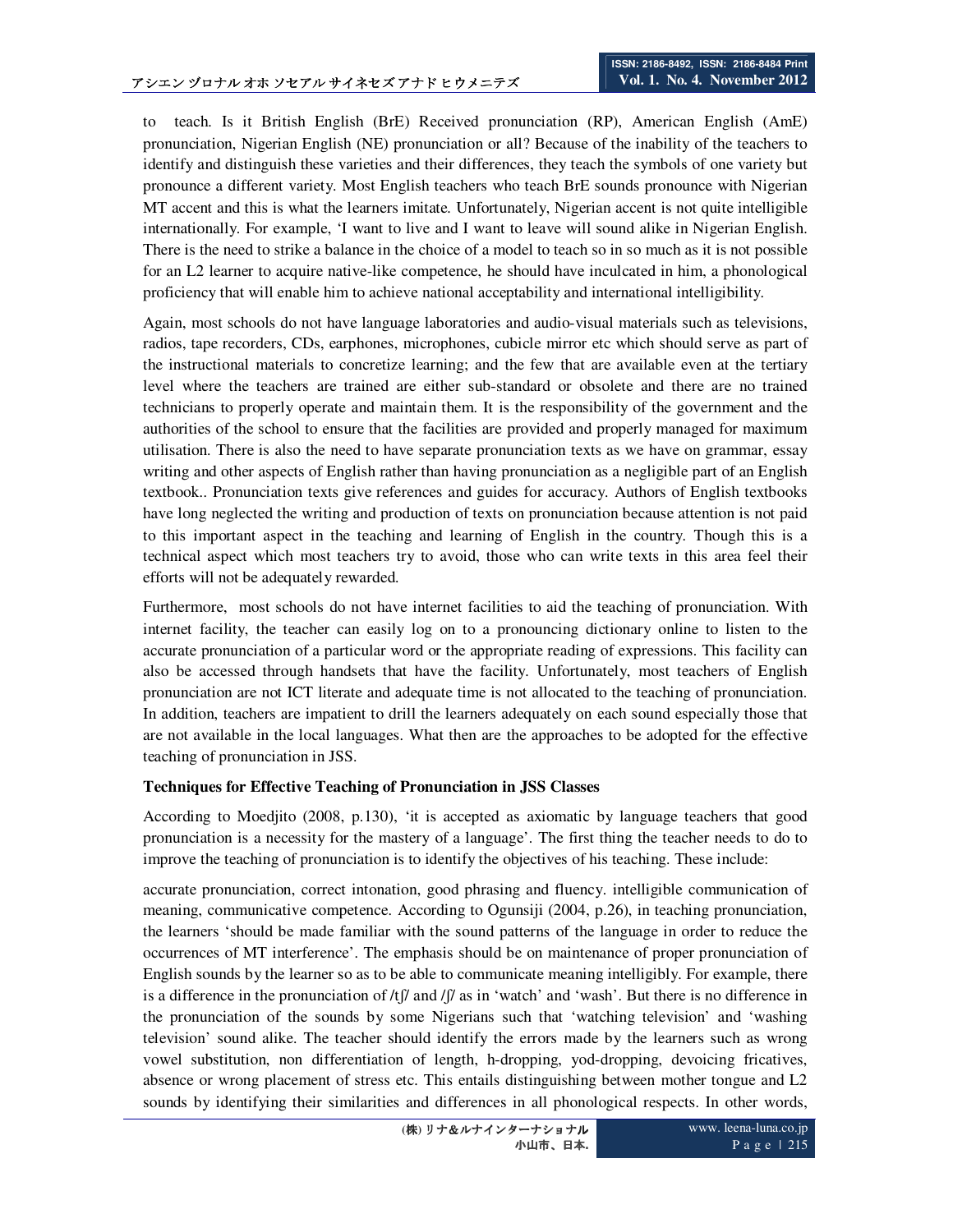to teach. Is it British English (BrE) Received pronunciation (RP), American English (AmE) pronunciation, Nigerian English (NE) pronunciation or all? Because of the inability of the teachers to identify and distinguish these varieties and their differences, they teach the symbols of one variety but pronounce a different variety. Most English teachers who teach BrE sounds pronounce with Nigerian MT accent and this is what the learners imitate. Unfortunately, Nigerian accent is not quite intelligible internationally. For example, 'I want to live and I want to leave will sound alike in Nigerian English. There is the need to strike a balance in the choice of a model to teach so in so much as it is not possible for an L2 learner to acquire native-like competence, he should have inculcated in him, a phonological proficiency that will enable him to achieve national acceptability and international intelligibility.

Again, most schools do not have language laboratories and audio-visual materials such as televisions, radios, tape recorders, CDs, earphones, microphones, cubicle mirror etc which should serve as part of the instructional materials to concretize learning; and the few that are available even at the tertiary level where the teachers are trained are either sub-standard or obsolete and there are no trained technicians to properly operate and maintain them. It is the responsibility of the government and the authorities of the school to ensure that the facilities are provided and properly managed for maximum utilisation. There is also the need to have separate pronunciation texts as we have on grammar, essay writing and other aspects of English rather than having pronunciation as a negligible part of an English textbook.. Pronunciation texts give references and guides for accuracy. Authors of English textbooks have long neglected the writing and production of texts on pronunciation because attention is not paid to this important aspect in the teaching and learning of English in the country. Though this is a technical aspect which most teachers try to avoid, those who can write texts in this area feel their efforts will not be adequately rewarded.

Furthermore, most schools do not have internet facilities to aid the teaching of pronunciation. With internet facility, the teacher can easily log on to a pronouncing dictionary online to listen to the accurate pronunciation of a particular word or the appropriate reading of expressions. This facility can also be accessed through handsets that have the facility. Unfortunately, most teachers of English pronunciation are not ICT literate and adequate time is not allocated to the teaching of pronunciation. In addition, teachers are impatient to drill the learners adequately on each sound especially those that are not available in the local languages. What then are the approaches to be adopted for the effective teaching of pronunciation in JSS.

**Techniques for Effective Teaching of Pronunciation in JSS Classes**

According to Moedjito (2008, p.130), 'it is accepted as axiomatic by language teachers that good pronunciation is a necessity for the mastery of a language'. The first thing the teacher needs to do to improve the teaching of pronunciation is to identify the objectives of his teaching. These include:

accurate pronunciation, correct intonation, good phrasing and fluency. intelligible communication of meaning, communicative competence. According to Ogunsiji (2004, p.26), in teaching pronunciation, the learners 'should be made familiar with the sound patterns of the language in order to reduce the occurrences of MT interference'. The emphasis should be on maintenance of proper pronunciation of English sounds by the learner so as to be able to communicate meaning intelligibly. For example, there is a difference in the pronunciation of /tʃ/ and /ʃ/ as in 'watch' and 'wash'. But there is no difference in the pronunciation of the sounds by some Nigerians such that 'watching television' and 'washing television' sound alike. The teacher should identify the errors made by the learners such as wrong vowel substitution, non differentiation of length, h-dropping, yod-dropping, devoicing fricatives, absence or wrong placement of stress etc. This entails distinguishing between mother tongue and L2 sounds by identifying their similarities and differences in all phonological respects. In other words,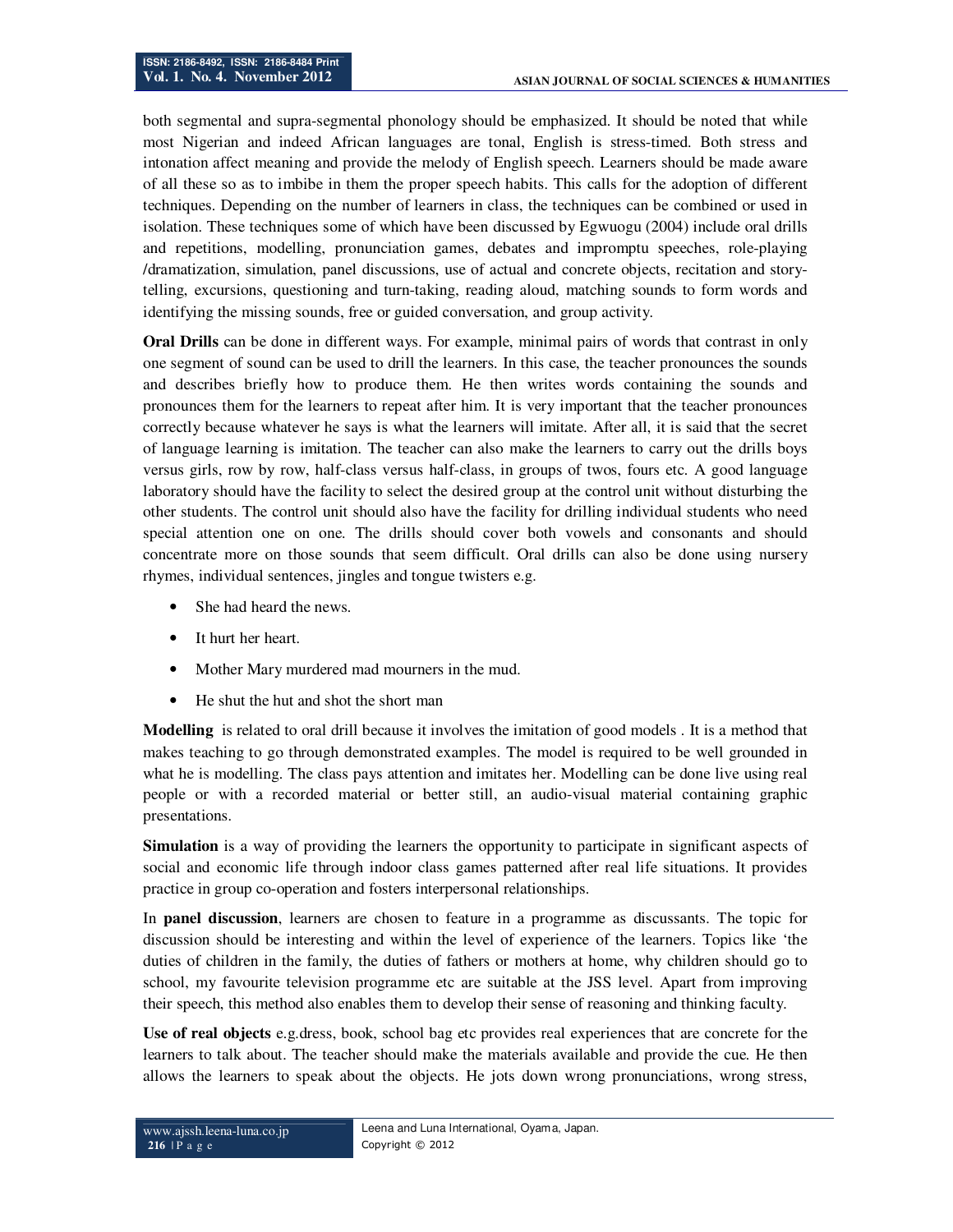both segmental and supra-segmental phonology should be emphasized. It should be noted that while most Nigerian and indeed African languages are tonal, English is stress-timed. Both stress and intonation affect meaning and provide the melody of English speech. Learners should be made aware of all these so as to imbibe in them the proper speech habits. This calls for the adoption of different techniques. Depending on the number of learners in class, the techniques can be combined or used in isolation. These techniques some of which have been discussed by Egwuogu (2004) include oral drills and repetitions, modelling, pronunciation games, debates and impromptu speeches, role-playing /dramatization, simulation, panel discussions, use of actual and concrete objects, recitation and story-telling, excursions, questioning and turn-taking, reading aloud, matching sounds to form words and identifying the missing sounds, free or guided conversation, and group activity.

**Oral Drills** can be done in different ways. For example, minimal pairs of words that contrast in only one segment of sound can be used to drill the learners. In this case, the teacher pronounces the sounds and describes briefly how to produce them. He then writes words containing the sounds and pronounces them for the learners to repeat after him. It is very important that the teacher pronounces correctly because whatever he says is what the learners will imitate. After all, it is said that the secret of language learning is imitation. The teacher can also make the learners to carry out the drills boys versus girls, row by row, half-class versus half-class, in groups of twos, fours etc. A good language laboratory should have the facility to select the desired group at the control unit without disturbing the other students. The control unit should also have the facility for drilling individual students who need special attention one on one. The drills should cover both vowels and consonants and should concentrate more on those sounds that seem difficult. Oral drills can also be done using nursery rhymes, individual sentences, jingles and tongue twisters e.g.

- She had heard the news.
- It hurt her heart.
- Mother Mary murdered mad mourners in the mud.
- He shut the hut and shot the short man

**Modelling** is related to oral drill because it involves the imitation of good models . It is a method that makes teaching to go through demonstrated examples. The model is required to be well grounded in what he is modelling. The class pays attention and imitates her. Modelling can be done live using real people or with a recorded material or better still, an audio-visual material containing graphic presentations.

**Simulation** is a way of providing the learners the opportunity to participate in significant aspects of social and economic life through indoor class games patterned after real life situations. It provides practice in group co-operation and fosters interpersonal relationships.

In **panel discussion**, learners are chosen to feature in a programme as discussants. The topic for discussion should be interesting and within the level of experience of the learners. Topics like 'the duties of children in the family, the duties of fathers or mothers at home, why children should go to school, my favourite television programme etc are suitable at the JSS level. Apart from improving their speech, this method also enables them to develop their sense of reasoning and thinking faculty.

**Use of real objects** e.g.dress, book, school bag etc provides real experiences that are concrete for the learners to talk about. The teacher should make the materials available and provide the cue. He then allows the learners to speak about the objects. He jots down wrong pronunciations, wrong stress,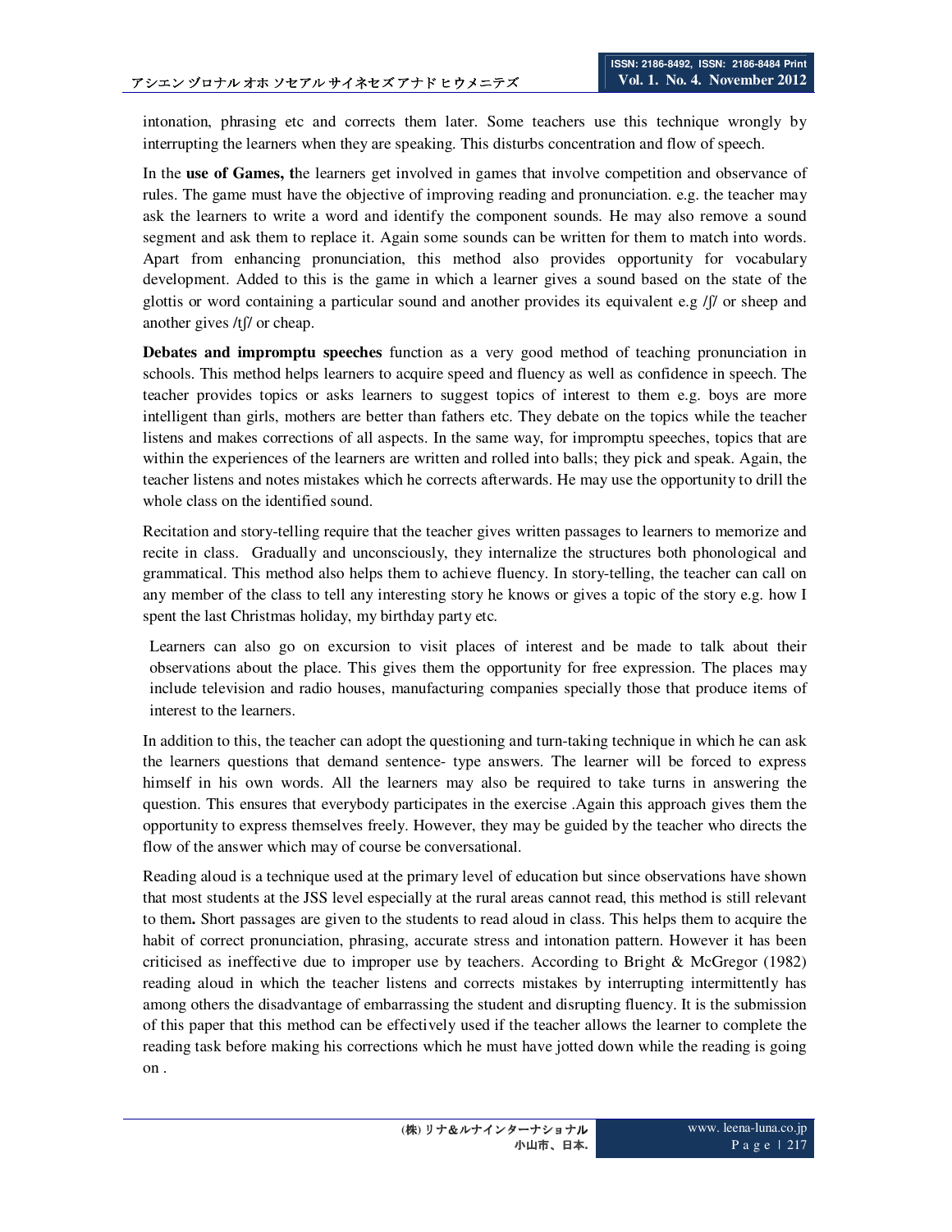intonation, phrasing etc and corrects them later. Some teachers use this technique wrongly by interrupting the learners when they are speaking. This disturbs concentration and flow of speech.

In the **use of Games, t**he learners get involved in games that involve competition and observance of rules. The game must have the objective of improving reading and pronunciation. e.g. the teacher may ask the learners to write a word and identify the component sounds. He may also remove a sound segment and ask them to replace it. Again some sounds can be written for them to match into words. Apart from enhancing pronunciation, this method also provides opportunity for vocabulary development. Added to this is the game in which a learner gives a sound based on the state of the glottis or word containing a particular sound and another provides its equivalent e.g /ʃ/ or sheep and another gives /tʃ/ or cheap.

**Debates and impromptu speeches** function as a very good method of teaching pronunciation in schools. This method helps learners to acquire speed and fluency as well as confidence in speech. The teacher provides topics or asks learners to suggest topics of interest to them e.g. boys are more intelligent than girls, mothers are better than fathers etc. They debate on the topics while the teacher listens and makes corrections of all aspects. In the same way, for impromptu speeches, topics that are within the experiences of the learners are written and rolled into balls; they pick and speak. Again, the teacher listens and notes mistakes which he corrects afterwards. He may use the opportunity to drill the whole class on the identified sound.

Recitation and story-telling require that the teacher gives written passages to learners to memorize and recite in class. Gradually and unconsciously, they internalize the structures both phonological and grammatical. This method also helps them to achieve fluency. In story-telling, the teacher can call on any member of the class to tell any interesting story he knows or gives a topic of the story e.g. how I spent the last Christmas holiday, my birthday party etc.

Learners can also go on excursion to visit places of interest and be made to talk about their observations about the place. This gives them the opportunity for free expression. The places may include television and radio houses, manufacturing companies specially those that produce items of interest to the learners.

In addition to this, the teacher can adopt the questioning and turn-taking technique in which he can ask the learners questions that demand sentence- type answers. The learner will be forced to express himself in his own words. All the learners may also be required to take turns in answering the question. This ensures that everybody participates in the exercise .Again this approach gives them the opportunity to express themselves freely. However, they may be guided by the teacher who directs the flow of the answer which may of course be conversational.

Reading aloud is a technique used at the primary level of education but since observations have shown that most students at the JSS level especially at the rural areas cannot read, this method is still relevant to them**.** Short passages are given to the students to read aloud in class. This helps them to acquire the habit of correct pronunciation, phrasing, accurate stress and intonation pattern. However it has been criticised as ineffective due to improper use by teachers. According to Bright & McGregor (1982) reading aloud in which the teacher listens and corrects mistakes by interrupting intermittently has among others the disadvantage of embarrassing the student and disrupting fluency. It is the submission of this paper that this method can be effectively used if the teacher allows the learner to complete the reading task before making his corrections which he must have jotted down while the reading is going on .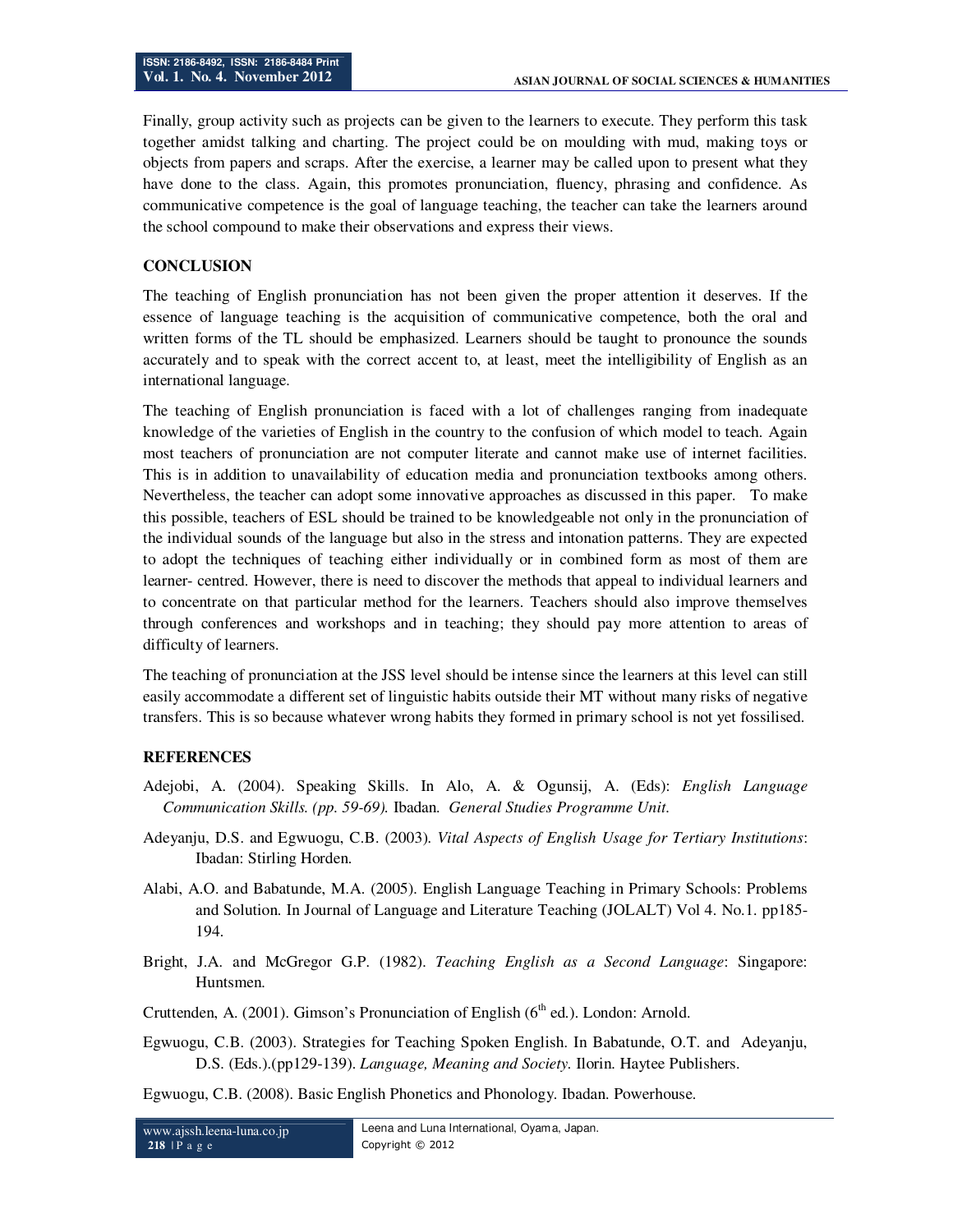Finally, group activity such as projects can be given to the learners to execute. They perform this task together amidst talking and charting. The project could be on moulding with mud, making toys or objects from papers and scraps. After the exercise, a learner may be called upon to present what they have done to the class. Again, this promotes pronunciation, fluency, phrasing and confidence. As communicative competence is the goal of language teaching, the teacher can take the learners around the school compound to make their observations and express their views.

## CONCLUSION

The teaching of English pronunciation has not been given the proper attention it deserves. If the essence of language teaching is the acquisition of communicative competence, both the oral and written forms of the TL should be emphasized. Learners should be taught to pronounce the sounds accurately and to speak with the correct accent to, at least, meet the intelligibility of English as an international language.

The teaching of English pronunciation is faced with a lot of challenges ranging from inadequate knowledge of the varieties of English in the country to the confusion of which model to teach. Again most teachers of pronunciation are not computer literate and cannot make use of internet facilities. This is in addition to unavailability of education media and pronunciation textbooks among others. Nevertheless, the teacher can adopt some innovative approaches as discussed in this paper. To make this possible, teachers of ESL should be trained to be knowledgeable not only in the pronunciation of the individual sounds of the language but also in the stress and intonation patterns. They are expected to adopt the techniques of teaching either individually or in combined form as most of them are learner- centred. However, there is need to discover the methods that appeal to individual learners and to concentrate on that particular method for the learners. Teachers should also improve themselves through conferences and workshops and in teaching; they should pay more attention to areas of difficulty of learners.

The teaching of pronunciation at the JSS level should be intense since the learners at this level can still easily accommodate a different set of linguistic habits outside their MT without many risks of negative transfers. This is so because whatever wrong habits they formed in primary school is not yet fossilised.

## REFERENCES

Adejobi, A. (2004). Speaking Skills. In Alo, A. & Ogunsij, A. (Eds): *English Language Communication Skills. (pp. 59-69).* Ibadan. *General Studies Programme Unit.*

Adeyanju, D.S. and Egwuogu, C.B. (2003). *Vital Aspects of English Usage for Tertiary Institutions*: Ibadan: Stirling Horden.

Alabi, A.O. and Babatunde, M.A. (2005). English Language Teaching in Primary Schools: Problems and Solution. In Journal of Language and Literature Teaching (JOLALT) Vol 4. No.1. pp185-194.

Bright, J.A. and McGregor G.P. (1982). *Teaching English as a Second Language*: Singapore: Huntsmen.

Cruttenden, A. (2001). Gimson's Pronunciation of English (6th ed.). London: Arnold.

Egwuogu, C.B. (2003). Strategies for Teaching Spoken English. In Babatunde, O.T. and Adeyanju, D.S. (Eds.).(pp129-139). *Language, Meaning and Society.* Ilorin. Haytee Publishers.

Egwuogu, C.B. (2008). Basic English Phonetics and Phonology. Ibadan. Powerhouse.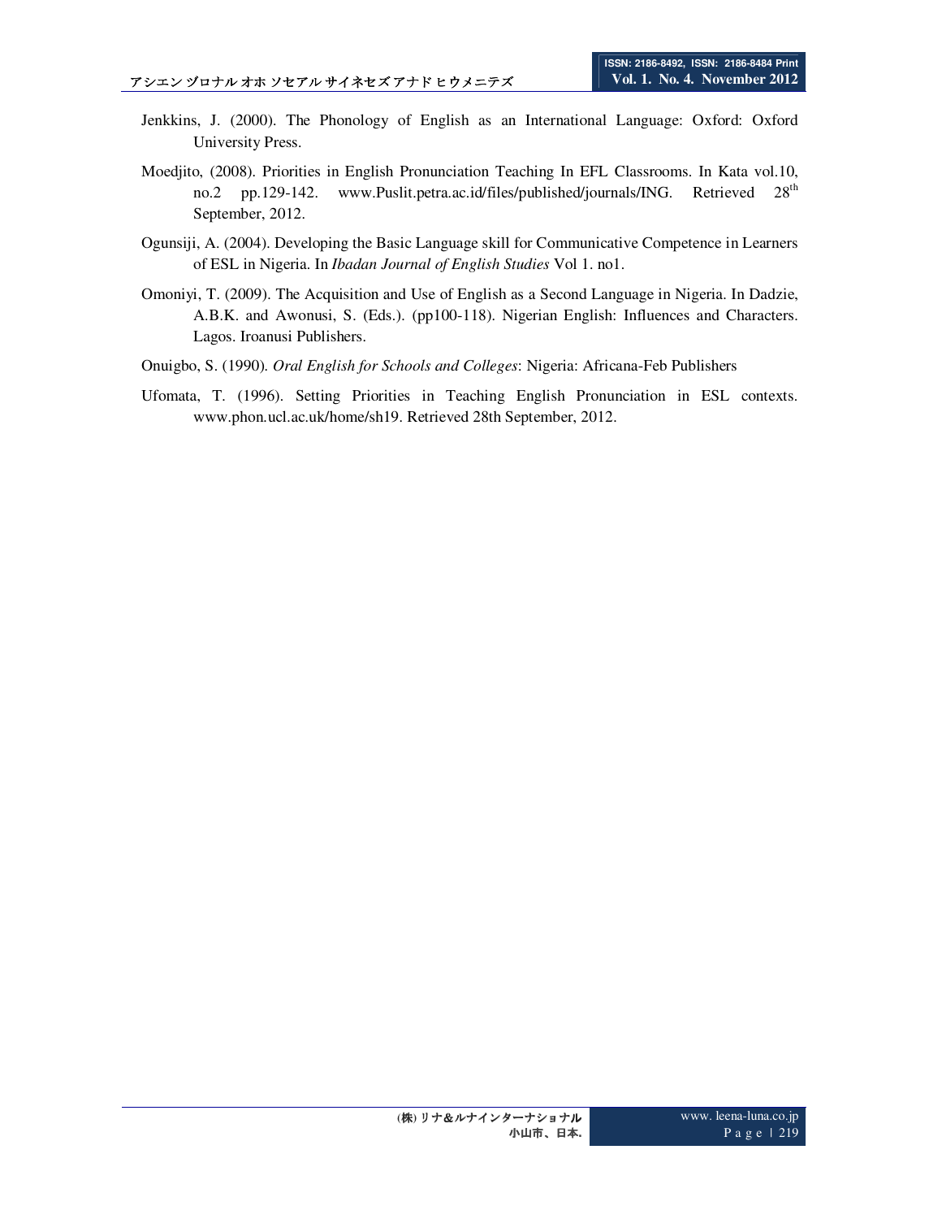Jenkkins, J. (2000). The Phonology of English as an International Language: Oxford: Oxford University Press.

Moedjito, (2008). Priorities in English Pronunciation Teaching In EFL Classrooms. In Kata vol.10, no.2 pp.129-142. www.Puslit.petra.ac.id/files/published/journals/ING. Retrieved 28th September, 2012.

Ogunsiji, A. (2004). Developing the Basic Language skill for Communicative Competence in Learners of ESL in Nigeria. In *Ibadan Journal of English Studies* Vol 1. no1.

Omoniyi, T. (2009). The Acquisition and Use of English as a Second Language in Nigeria. In Dadzie, A.B.K. and Awonusi, S. (Eds.). (pp100-118). Nigerian English: Influences and Characters. Lagos. Iroanusi Publishers.

Onuigbo, S. (1990). *Oral English for Schools and Colleges*: Nigeria: Africana-Feb Publishers

Ufomata, T. (1996). Setting Priorities in Teaching English Pronunciation in ESL contexts. www.phon.ucl.ac.uk/home/sh19. Retrieved 28th September, 2012.